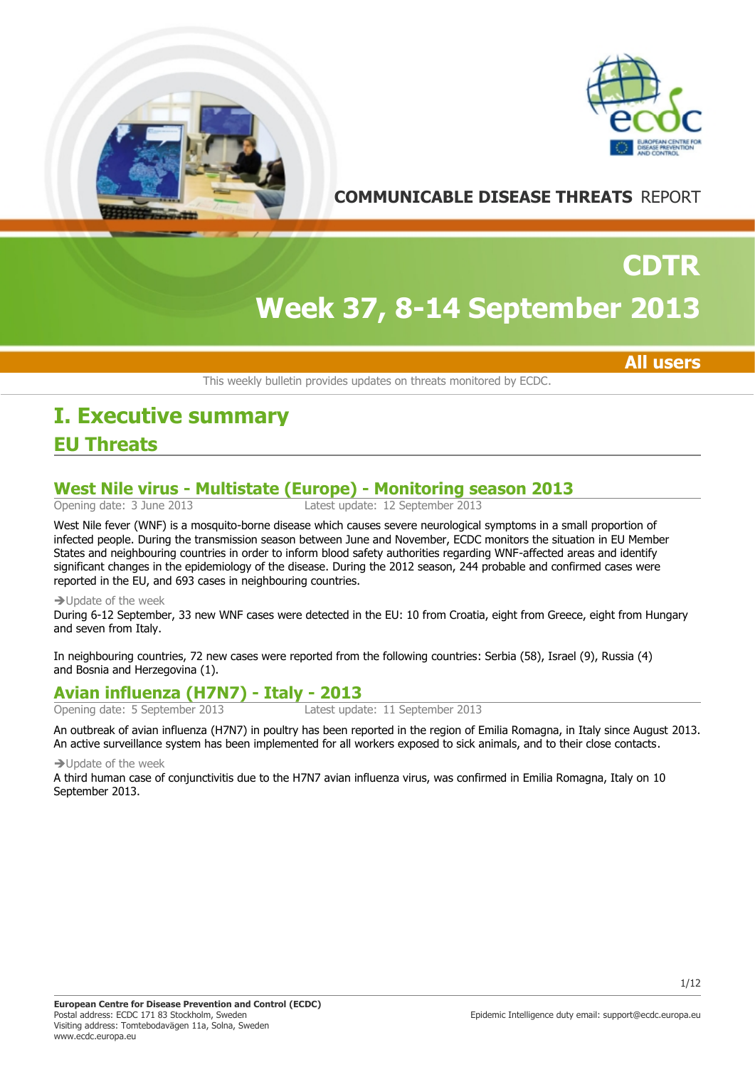**COMMUNICABLE DISEASE THREATS** REPORT

# CDTR

# Week 37, 8-14 September 2013

**All users**

This weekly bulletin provides updates on threats monitored by ECDC.

# I. Executive summary

## EU Threats

### West Nile virus - Multistate (Europe) - Monitoring season 2013

Opening date: 3 June 2013 Latest update: 12 September 2013

West Nile fever (WNF) is a mosquito-borne disease which causes severe neurological symptoms in a small proportion of infected people. During the transmission season between June and November, ECDC monitors the situation in EU Member States and neighbouring countries in order to inform blood safety authorities regarding WNF-affected areas and identify significant changes in the epidemiology of the disease. During the 2012 season, 244 probable and confirmed cases were reported in the EU, and 693 cases in neighbouring countries.

→Update of the week

During 6-12 September, 33 new WNF cases were detected in the EU: 10 from Croatia, eight from Greece, eight from Hungary and seven from Italy.

In neighbouring countries, 72 new cases were reported from the following countries: Serbia (58), Israel (9), Russia (4) and Bosnia and Herzegovina (1).

### Avian influenza (H7N7) - Italy - 2013

Opening date: 5 September 2013 Latest update: 11 September 2013

An outbreak of avian influenza (H7N7) in poultry has been reported in the region of Emilia Romagna, in Italy since August 2013. An active surveillance system has been implemented for all workers exposed to sick animals, and to their close contacts.

→Update of the week

A third human case of conjunctivitis due to the H7N7 avian influenza virus, was confirmed in Emilia Romagna, Italy on 10 September 2013.

**European Centre for Disease Prevention and Control (ECDC)**
Postal address: ECDC 171 83 Stockholm, Sweden
Visiting address: Tomtebodavägen 11a, Solna, Sweden
www.ecdc.europa.eu

Epidemic Intelligence duty email: support@ecdc.europa.eu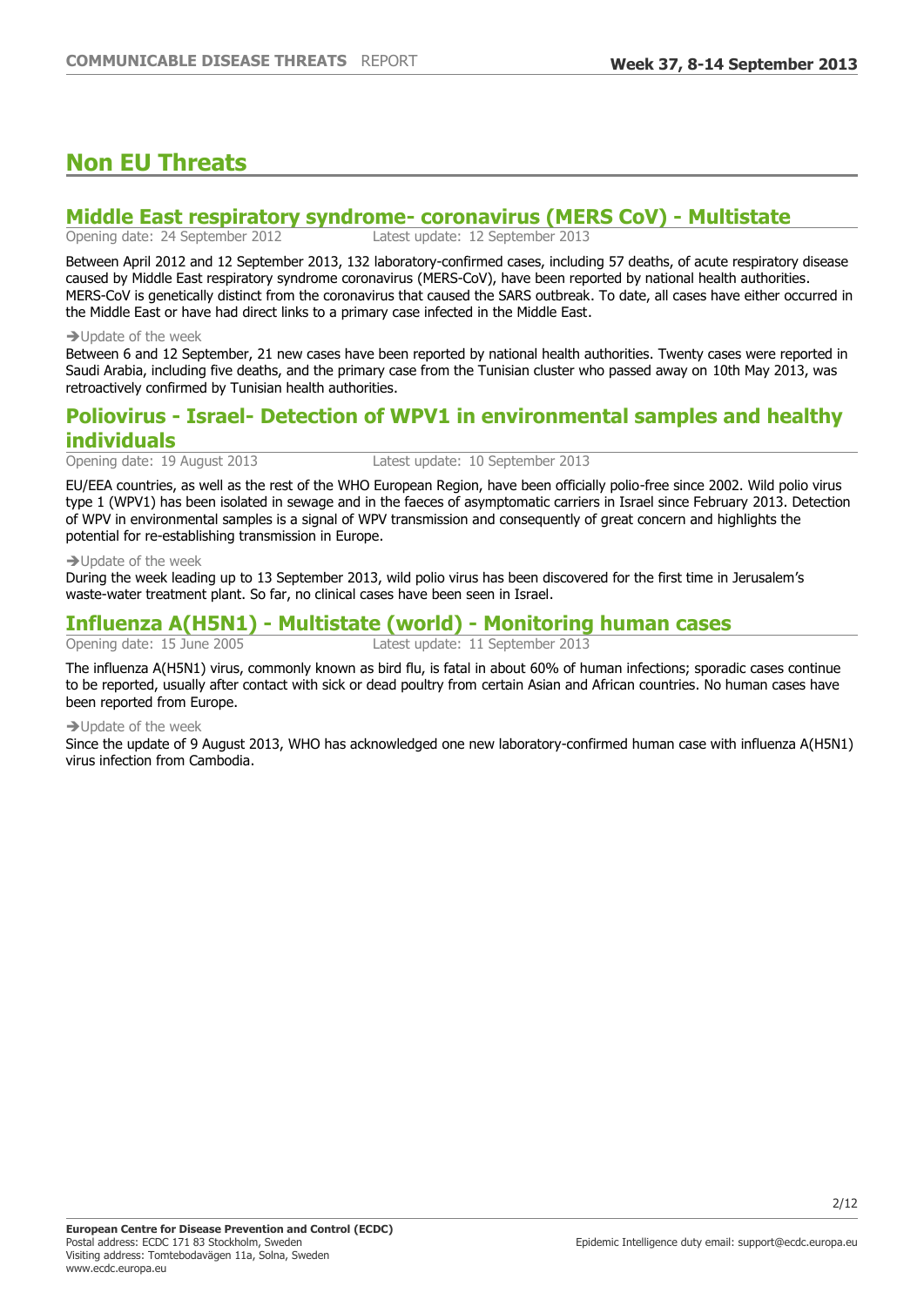# Non EU Threats

## Middle East respiratory syndrome- coronavirus (MERS CoV) - Multistate

Opening date: 24 September 2012    Latest update: 12 September 2013

Between April 2012 and 12 September 2013, 132 laboratory-confirmed cases, including 57 deaths, of acute respiratory disease caused by Middle East respiratory syndrome coronavirus (MERS-CoV), have been reported by national health authorities. MERS-CoV is genetically distinct from the coronavirus that caused the SARS outbreak. To date, all cases have either occurred in the Middle East or have had direct links to a primary case infected in the Middle East.

➔Update of the week

Between 6 and 12 September, 21 new cases have been reported by national health authorities. Twenty cases were reported in Saudi Arabia, including five deaths, and the primary case from the Tunisian cluster who passed away on 10th May 2013, was retroactively confirmed by Tunisian health authorities.

## Poliovirus - Israel- Detection of WPV1 in environmental samples and healthy individuals

Opening date: 19 August 2013    Latest update: 10 September 2013

EU/EEA countries, as well as the rest of the WHO European Region, have been officially polio-free since 2002. Wild polio virus type 1 (WPV1) has been isolated in sewage and in the faeces of asymptomatic carriers in Israel since February 2013. Detection of WPV in environmental samples is a signal of WPV transmission and consequently of great concern and highlights the potential for re-establishing transmission in Europe.

➔Update of the week

During the week leading up to 13 September 2013, wild polio virus has been discovered for the first time in Jerusalem's waste-water treatment plant. So far, no clinical cases have been seen in Israel.

## Influenza A(H5N1) - Multistate (world) - Monitoring human cases

Opening date: 15 June 2005    Latest update: 11 September 2013

The influenza A(H5N1) virus, commonly known as bird flu, is fatal in about 60% of human infections; sporadic cases continue to be reported, usually after contact with sick or dead poultry from certain Asian and African countries. No human cases have been reported from Europe.

➔Update of the week

Since the update of 9 August 2013, WHO has acknowledged one new laboratory-confirmed human case with influenza A(H5N1) virus infection from Cambodia.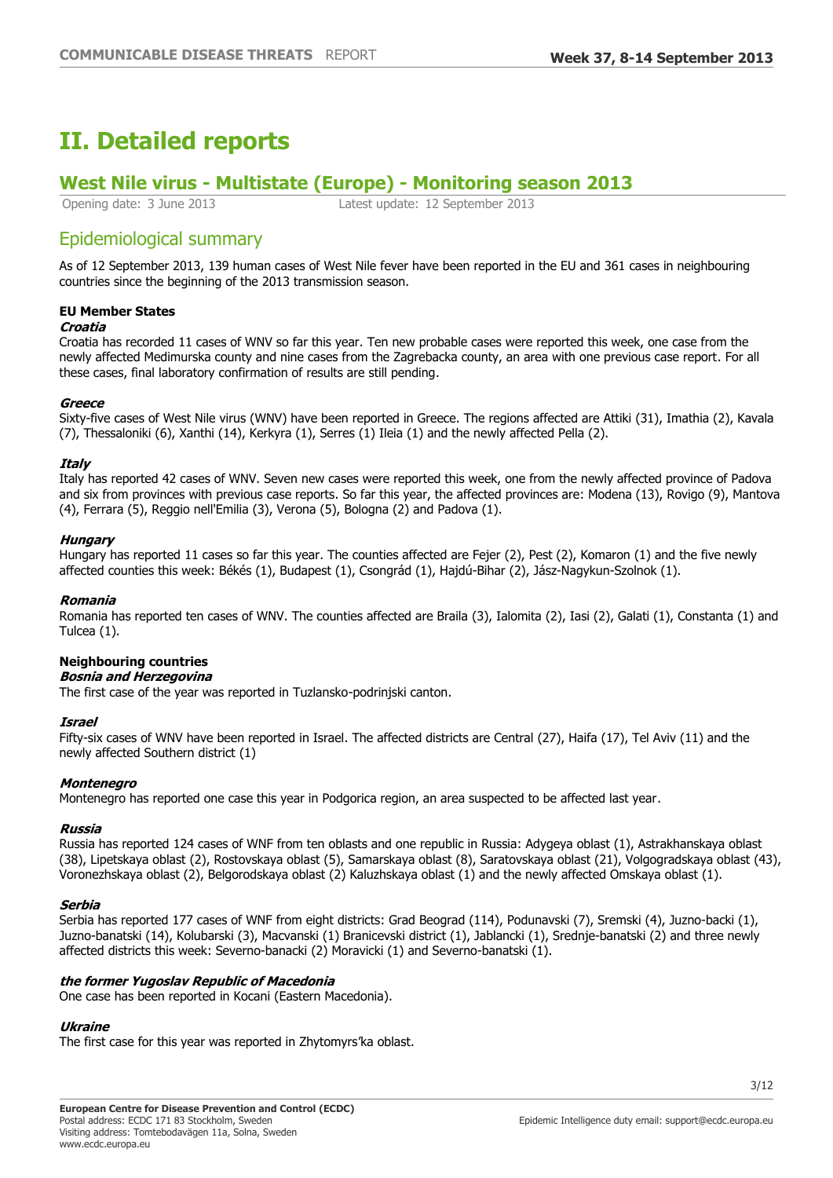# II. Detailed reports

## West Nile virus - Multistate (Europe) - Monitoring season 2013

Opening date: 3 June 2013 Latest update: 12 September 2013

### Epidemiological summary

As of 12 September 2013, 139 human cases of West Nile fever have been reported in the EU and 361 cases in neighbouring countries since the beginning of the 2013 transmission season.

**EU Member States**

***Croatia***

Croatia has recorded 11 cases of WNV so far this year. Ten new probable cases were reported this week, one case from the newly affected Medimurska county and nine cases from the Zagrebacka county, an area with one previous case report. For all these cases, final laboratory confirmation of results are still pending.

***Greece***

Sixty-five cases of West Nile virus (WNV) have been reported in Greece. The regions affected are Attiki (31), Imathia (2), Kavala (7), Thessaloniki (6), Xanthi (14), Kerkyra (1), Serres (1) Ileia (1) and the newly affected Pella (2).

***Italy***

Italy has reported 42 cases of WNV. Seven new cases were reported this week, one from the newly affected province of Padova and six from provinces with previous case reports. So far this year, the affected provinces are: Modena (13), Rovigo (9), Mantova (4), Ferrara (5), Reggio nell'Emilia (3), Verona (5), Bologna (2) and Padova (1).

***Hungary***

Hungary has reported 11 cases so far this year. The counties affected are Fejer (2), Pest (2), Komaron (1) and the five newly affected counties this week: Békés (1), Budapest (1), Csongrád (1), Hajdú-Bihar (2), Jász-Nagykun-Szolnok (1).

***Romania***

Romania has reported ten cases of WNV. The counties affected are Braila (3), Ialomita (2), Iasi (2), Galati (1), Constanta (1) and Tulcea (1).

**Neighbouring countries**

***Bosnia and Herzegovina***

The first case of the year was reported in Tuzlansko-podrinjski canton.

***Israel***

Fifty-six cases of WNV have been reported in Israel. The affected districts are Central (27), Haifa (17), Tel Aviv (11) and the newly affected Southern district (1)

***Montenegro***

Montenegro has reported one case this year in Podgorica region, an area suspected to be affected last year.

***Russia***

Russia has reported 124 cases of WNF from ten oblasts and one republic in Russia: Adygeya oblast (1), Astrakhanskaya oblast (38), Lipetskaya oblast (2), Rostovskaya oblast (5), Samarskaya oblast (8), Saratovskaya oblast (21), Volgogradskaya oblast (43), Voronezhskaya oblast (2), Belgorodskaya oblast (2) Kaluzhskaya oblast (1) and the newly affected Omskaya oblast (1).

***Serbia***

Serbia has reported 177 cases of WNF from eight districts: Grad Beograd (114), Podunavski (7), Sremski (4), Juzno-backi (1), Juzno-banatski (14), Kolubarski (3), Macvanski (1) Branicevski district (1), Jablancki (1), Srednje-banatski (2) and three newly affected districts this week: Severno-banacki (2) Moravicki (1) and Severno-banatski (1).

***the former Yugoslav Republic of Macedonia***

One case has been reported in Kocani (Eastern Macedonia).

***Ukraine***

The first case for this year was reported in Zhytomyrs’ka oblast.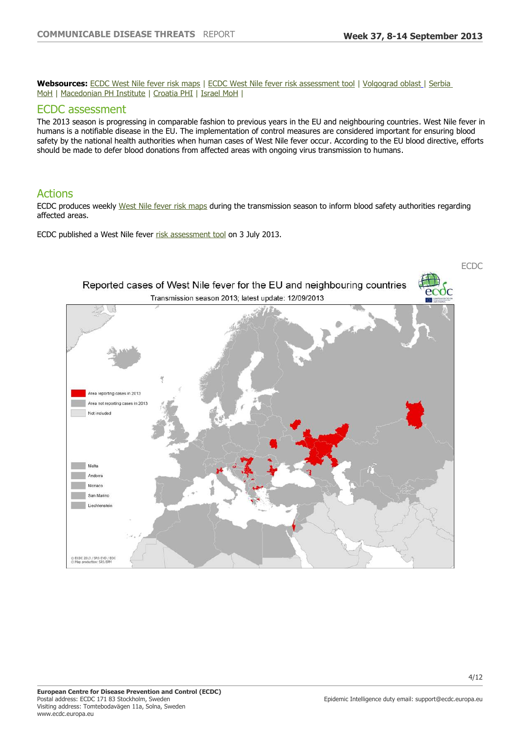**Websources:** ECDC West Nile fever risk maps | ECDC West Nile fever risk assessment tool | Volgograd oblast | Serbia MoH | Macedonian PH Institute | Croatia PHI | Israel MoH |

## ECDC assessment

The 2013 season is progressing in comparable fashion to previous years in the EU and neighbouring countries. West Nile fever in humans is a notifiable disease in the EU. The implementation of control measures are considered important for ensuring blood safety by the national health authorities when human cases of West Nile fever occur. According to the EU blood directive, efforts should be made to defer blood donations from affected areas with ongoing virus transmission to humans.

## Actions

ECDC produces weekly West Nile fever risk maps during the transmission season to inform blood safety authorities regarding affected areas.

ECDC published a West Nile fever risk assessment tool on 3 July 2013.

ECDC

Reported cases of West Nile fever for the EU and neighbouring countries

Transmission season 2013; latest update: 12/09/2013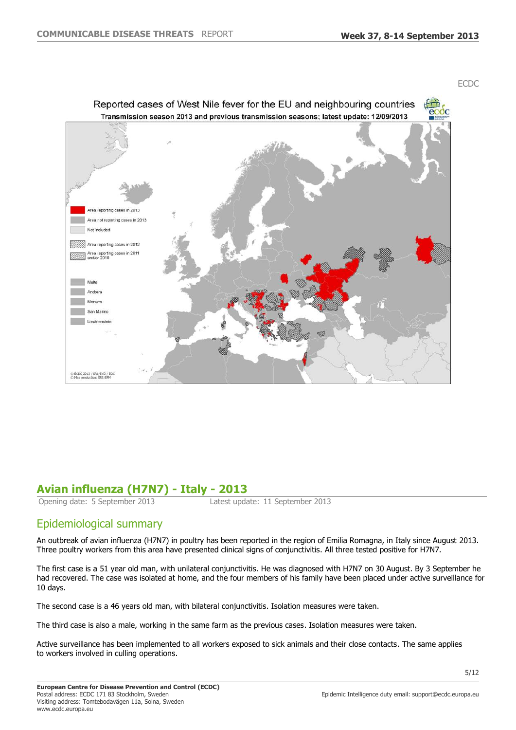ECDC

Reported cases of West Nile fever for the EU and neighbouring countries
Transmission season 2013 and previous transmission seasons; latest update: 12/09/2013

## Avian influenza (H7N7) - Italy - 2013

Opening date: 5 September 2013 Latest update: 11 September 2013

### Epidemiological summary

An outbreak of avian influenza (H7N7) in poultry has been reported in the region of Emilia Romagna, in Italy since August 2013. Three poultry workers from this area have presented clinical signs of conjunctivitis. All three tested positive for H7N7.

The first case is a 51 year old man, with unilateral conjunctivitis. He was diagnosed with H7N7 on 30 August. By 3 September he had recovered. The case was isolated at home, and the four members of his family have been placed under active surveillance for 10 days.

The second case is a 46 years old man, with bilateral conjunctivitis. Isolation measures were taken.

The third case is also a male, working in the same farm as the previous cases. Isolation measures were taken.

Active surveillance has been implemented to all workers exposed to sick animals and their close contacts. The same applies to workers involved in culling operations.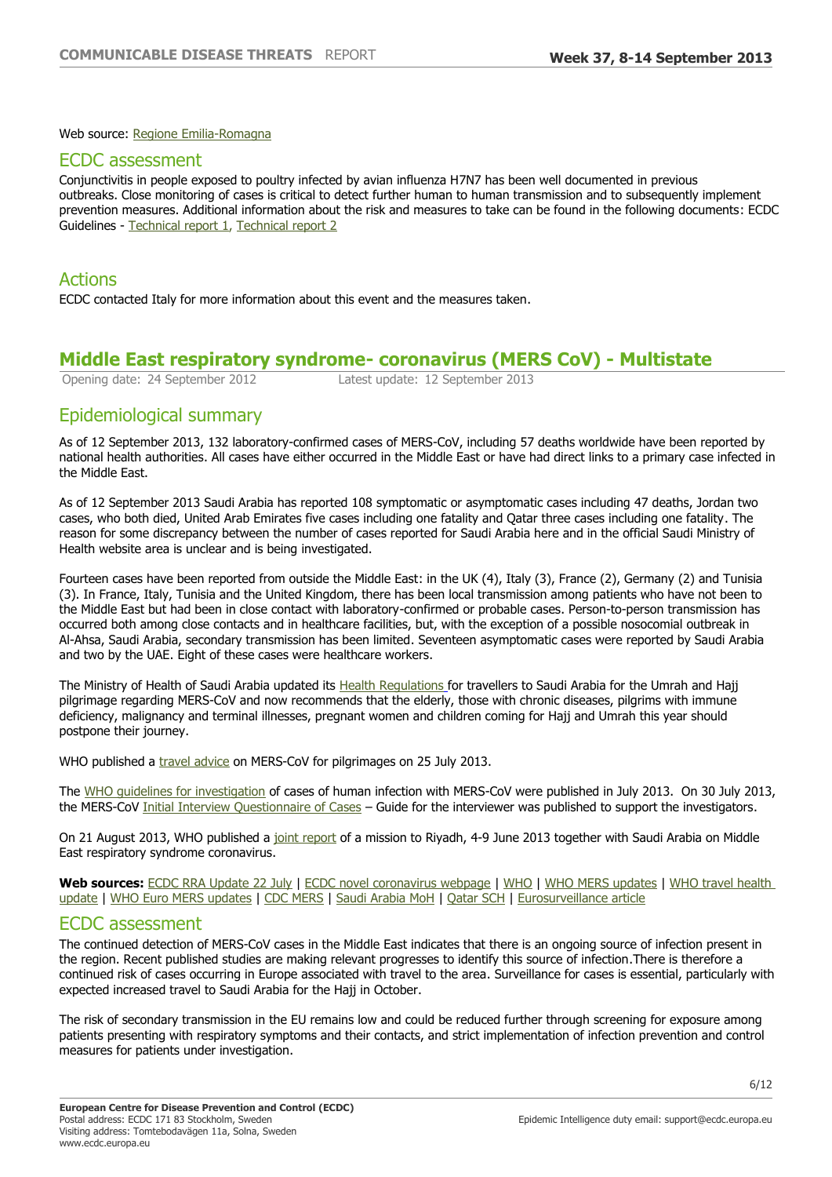Web source: Regione Emilia-Romagna

## ECDC assessment

Conjunctivitis in people exposed to poultry infected by avian influenza H7N7 has been well documented in previous outbreaks. Close monitoring of cases is critical to detect further human to human transmission and to subsequently implement prevention measures. Additional information about the risk and measures to take can be found in the following documents: ECDC Guidelines - Technical report 1, Technical report 2

## Actions

ECDC contacted Italy for more information about this event and the measures taken.

# Middle East respiratory syndrome- coronavirus (MERS CoV) - Multistate

Opening date: 24 September 2012 Latest update: 12 September 2013

## Epidemiological summary

As of 12 September 2013, 132 laboratory-confirmed cases of MERS-CoV, including 57 deaths worldwide have been reported by national health authorities. All cases have either occurred in the Middle East or have had direct links to a primary case infected in the Middle East.

As of 12 September 2013 Saudi Arabia has reported 108 symptomatic or asymptomatic cases including 47 deaths, Jordan two cases, who both died, United Arab Emirates five cases including one fatality and Qatar three cases including one fatality. The reason for some discrepancy between the number of cases reported for Saudi Arabia here and in the official Saudi Ministry of Health website area is unclear and is being investigated.

Fourteen cases have been reported from outside the Middle East: in the UK (4), Italy (3), France (2), Germany (2) and Tunisia (3). In France, Italy, Tunisia and the United Kingdom, there has been local transmission among patients who have not been to the Middle East but had been in close contact with laboratory-confirmed or probable cases. Person-to-person transmission has occurred both among close contacts and in healthcare facilities, but, with the exception of a possible nosocomial outbreak in Al-Ahsa, Saudi Arabia, secondary transmission has been limited. Seventeen asymptomatic cases were reported by Saudi Arabia and two by the UAE. Eight of these cases were healthcare workers.

The Ministry of Health of Saudi Arabia updated its Health Regulations for travellers to Saudi Arabia for the Umrah and Hajj pilgrimage regarding MERS-CoV and now recommends that the elderly, those with chronic diseases, pilgrims with immune deficiency, malignancy and terminal illnesses, pregnant women and children coming for Hajj and Umrah this year should postpone their journey.

WHO published a travel advice on MERS-CoV for pilgrimages on 25 July 2013.

The WHO guidelines for investigation of cases of human infection with MERS-CoV were published in July 2013. On 30 July 2013, the MERS-CoV Initial Interview Questionnaire of Cases – Guide for the interviewer was published to support the investigators.

On 21 August 2013, WHO published a joint report of a mission to Riyadh, 4-9 June 2013 together with Saudi Arabia on Middle East respiratory syndrome coronavirus.

**Web sources:** ECDC RRA Update 22 July | ECDC novel coronavirus webpage | WHO | WHO MERS updates | WHO travel health update | WHO Euro MERS updates | CDC MERS | Saudi Arabia MoH | Qatar SCH | Eurosurveillance article

## ECDC assessment

The continued detection of MERS-CoV cases in the Middle East indicates that there is an ongoing source of infection present in the region. Recent published studies are making relevant progresses to identify this source of infection.There is therefore a continued risk of cases occurring in Europe associated with travel to the area. Surveillance for cases is essential, particularly with expected increased travel to Saudi Arabia for the Hajj in October.

The risk of secondary transmission in the EU remains low and could be reduced further through screening for exposure among patients presenting with respiratory symptoms and their contacts, and strict implementation of infection prevention and control measures for patients under investigation.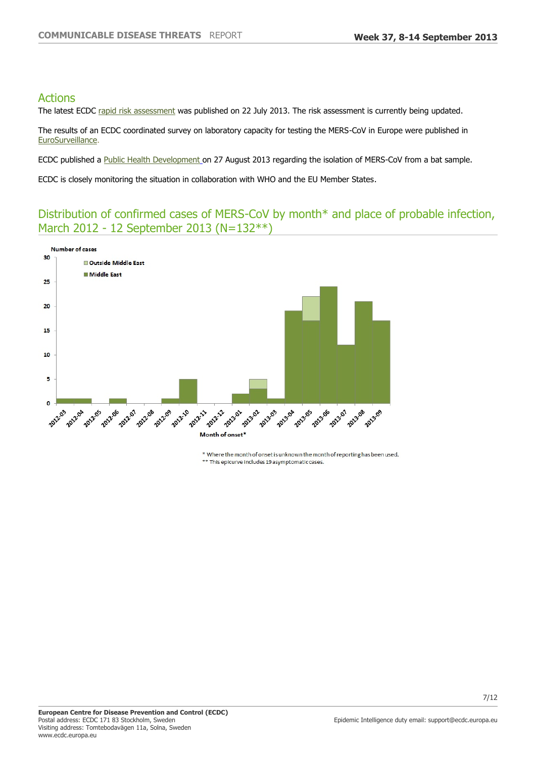## Actions

The latest ECDC rapid risk assessment was published on 22 July 2013. The risk assessment is currently being updated.

The results of an ECDC coordinated survey on laboratory capacity for testing the MERS-CoV in Europe were published in EuroSurveillance.

ECDC published a Public Health Development on 27 August 2013 regarding the isolation of MERS-CoV from a bat sample.

ECDC is closely monitoring the situation in collaboration with WHO and the EU Member States.

## Distribution of confirmed cases of MERS-CoV by month* and place of probable infection, March 2012 - 12 September 2013 (N=132**)

\* Where the month of onset is unknown the month of reporting has been used.
\*\* This epicurve includes 19 asymptomatic cases.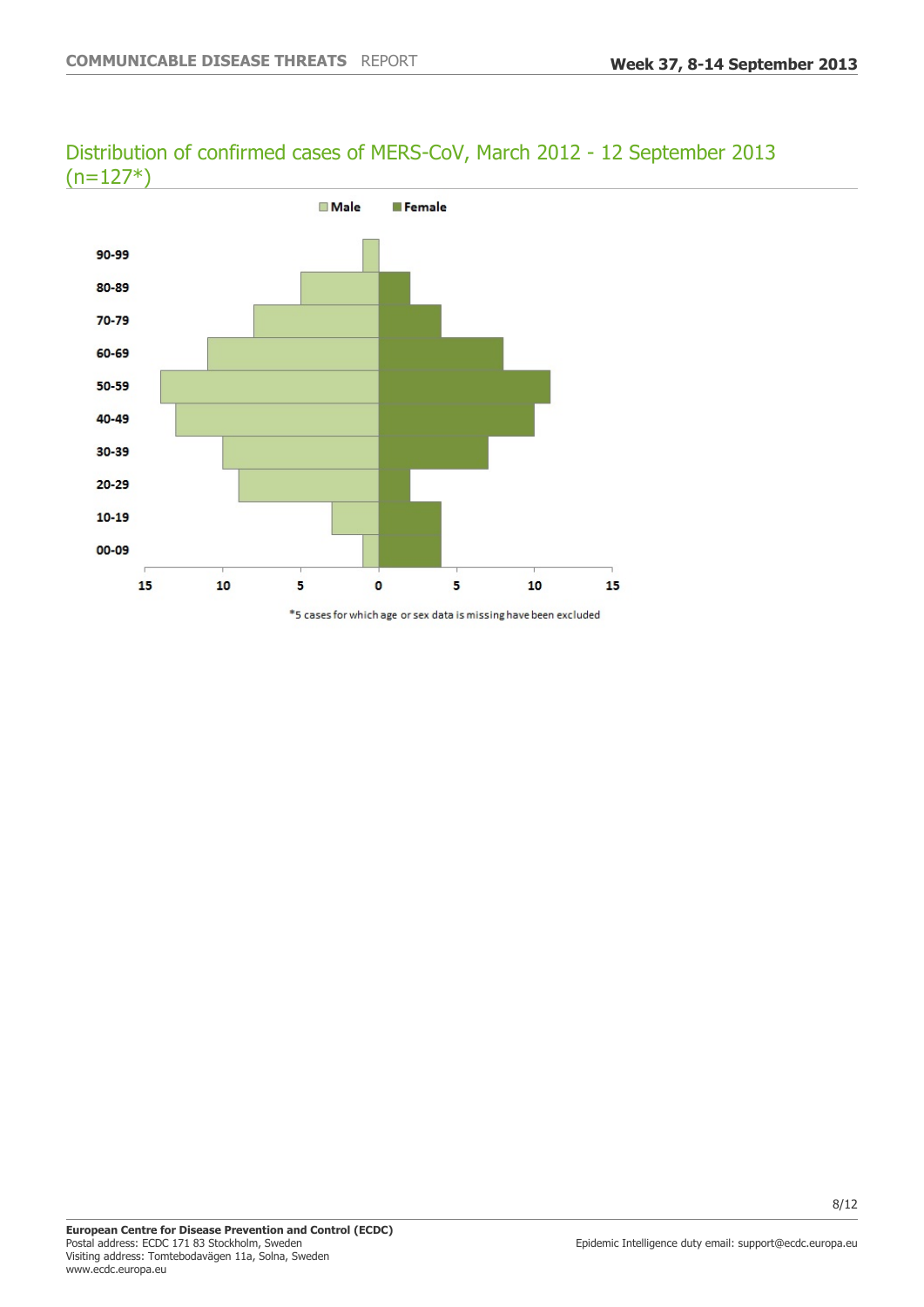## Distribution of confirmed cases of MERS-CoV, March 2012 - 12 September 2013 (n=127*)

*5 cases for which age or sex data is missing have been excluded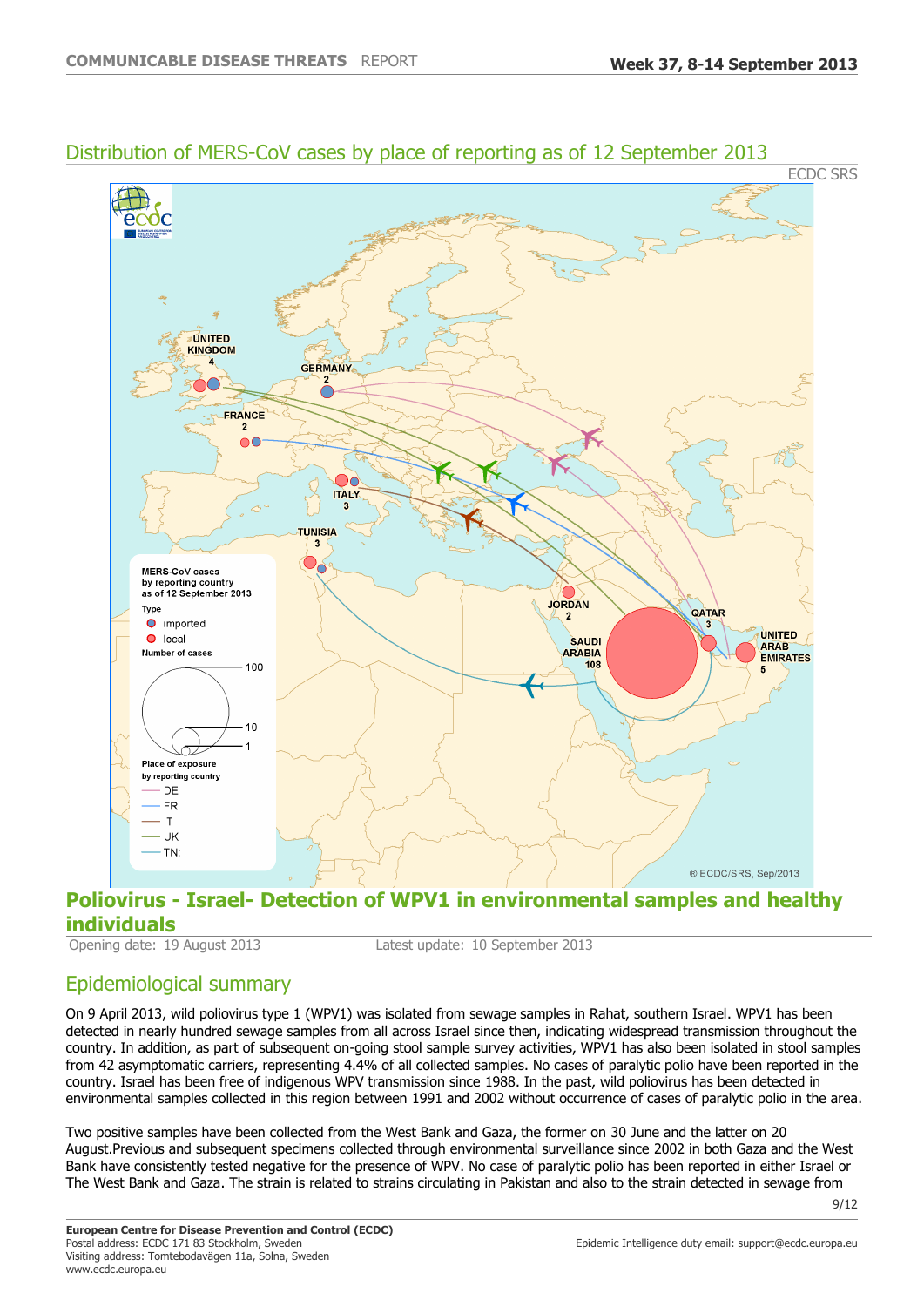## Distribution of MERS-CoV cases by place of reporting as of 12 September 2013

ECDC SRS

# Poliovirus - Israel- Detection of WPV1 in environmental samples and healthy individuals

Opening date: 19 August 2013 Latest update: 10 September 2013

## Epidemiological summary

On 9 April 2013, wild poliovirus type 1 (WPV1) was isolated from sewage samples in Rahat, southern Israel. WPV1 has been detected in nearly hundred sewage samples from all across Israel since then, indicating widespread transmission throughout the country. In addition, as part of subsequent on-going stool sample survey activities, WPV1 has also been isolated in stool samples from 42 asymptomatic carriers, representing 4.4% of all collected samples. No cases of paralytic polio have been reported in the country. Israel has been free of indigenous WPV transmission since 1988. In the past, wild poliovirus has been detected in environmental samples collected in this region between 1991 and 2002 without occurrence of cases of paralytic polio in the area.

Two positive samples have been collected from the West Bank and Gaza, the former on 30 June and the latter on 20 August.Previous and subsequent specimens collected through environmental surveillance since 2002 in both Gaza and the West Bank have consistently tested negative for the presence of WPV. No case of paralytic polio has been reported in either Israel or The West Bank and Gaza. The strain is related to strains circulating in Pakistan and also to the strain detected in sewage from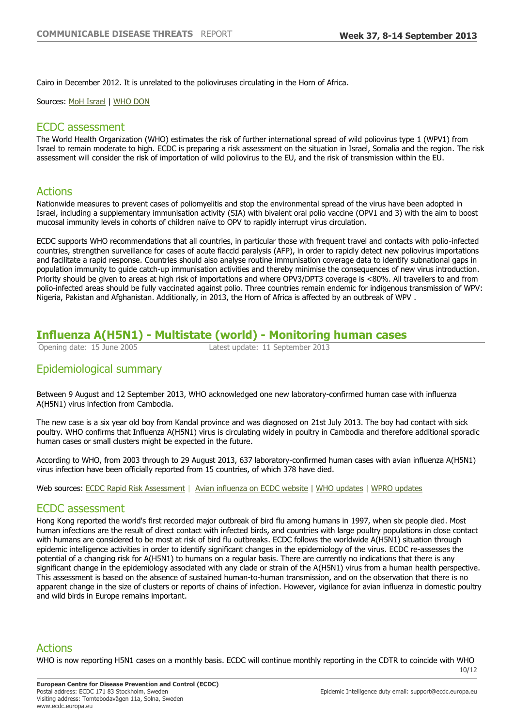Cairo in December 2012. It is unrelated to the polioviruses circulating in the Horn of Africa.

Sources: MoH Israel | WHO DON

## ECDC assessment

The World Health Organization (WHO) estimates the risk of further international spread of wild poliovirus type 1 (WPV1) from Israel to remain moderate to high. ECDC is preparing a risk assessment on the situation in Israel, Somalia and the region. The risk assessment will consider the risk of importation of wild poliovirus to the EU, and the risk of transmission within the EU.

## Actions

Nationwide measures to prevent cases of poliomyelitis and stop the environmental spread of the virus have been adopted in Israel, including a supplementary immunisation activity (SIA) with bivalent oral polio vaccine (OPV1 and 3) with the aim to boost mucosal immunity levels in cohorts of children naïve to OPV to rapidly interrupt virus circulation.

ECDC supports WHO recommendations that all countries, in particular those with frequent travel and contacts with polio-infected countries, strengthen surveillance for cases of acute flaccid paralysis (AFP), in order to rapidly detect new poliovirus importations and facilitate a rapid response. Countries should also analyse routine immunisation coverage data to identify subnational gaps in population immunity to guide catch-up immunisation activities and thereby minimise the consequences of new virus introduction. Priority should be given to areas at high risk of importations and where OPV3/DPT3 coverage is <80%. All travellers to and from polio-infected areas should be fully vaccinated against polio. Three countries remain endemic for indigenous transmission of WPV: Nigeria, Pakistan and Afghanistan. Additionally, in 2013, the Horn of Africa is affected by an outbreak of WPV .

# Influenza A(H5N1) - Multistate (world) - Monitoring human cases

Opening date: 15 June 2005 Latest update: 11 September 2013

## Epidemiological summary

Between 9 August and 12 September 2013, WHO acknowledged one new laboratory-confirmed human case with influenza A(H5N1) virus infection from Cambodia.

The new case is a six year old boy from Kandal province and was diagnosed on 21st July 2013. The boy had contact with sick poultry. WHO confirms that Influenza A(H5N1) virus is circulating widely in poultry in Cambodia and therefore additional sporadic human cases or small clusters might be expected in the future.

According to WHO, from 2003 through to 29 August 2013, 637 laboratory-confirmed human cases with avian influenza A(H5N1) virus infection have been officially reported from 15 countries, of which 378 have died.

Web sources: ECDC Rapid Risk Assessment | Avian influenza on ECDC website | WHO updates | WPRO updates

## ECDC assessment

Hong Kong reported the world's first recorded major outbreak of bird flu among humans in 1997, when six people died. Most human infections are the result of direct contact with infected birds, and countries with large poultry populations in close contact with humans are considered to be most at risk of bird flu outbreaks. ECDC follows the worldwide A(H5N1) situation through epidemic intelligence activities in order to identify significant changes in the epidemiology of the virus. ECDC re-assesses the potential of a changing risk for A(H5N1) to humans on a regular basis. There are currently no indications that there is any significant change in the epidemiology associated with any clade or strain of the A(H5N1) virus from a human health perspective. This assessment is based on the absence of sustained human-to-human transmission, and on the observation that there is no apparent change in the size of clusters or reports of chains of infection. However, vigilance for avian influenza in domestic poultry and wild birds in Europe remains important.

## Actions

WHO is now reporting H5N1 cases on a monthly basis. ECDC will continue monthly reporting in the CDTR to coincide with WHO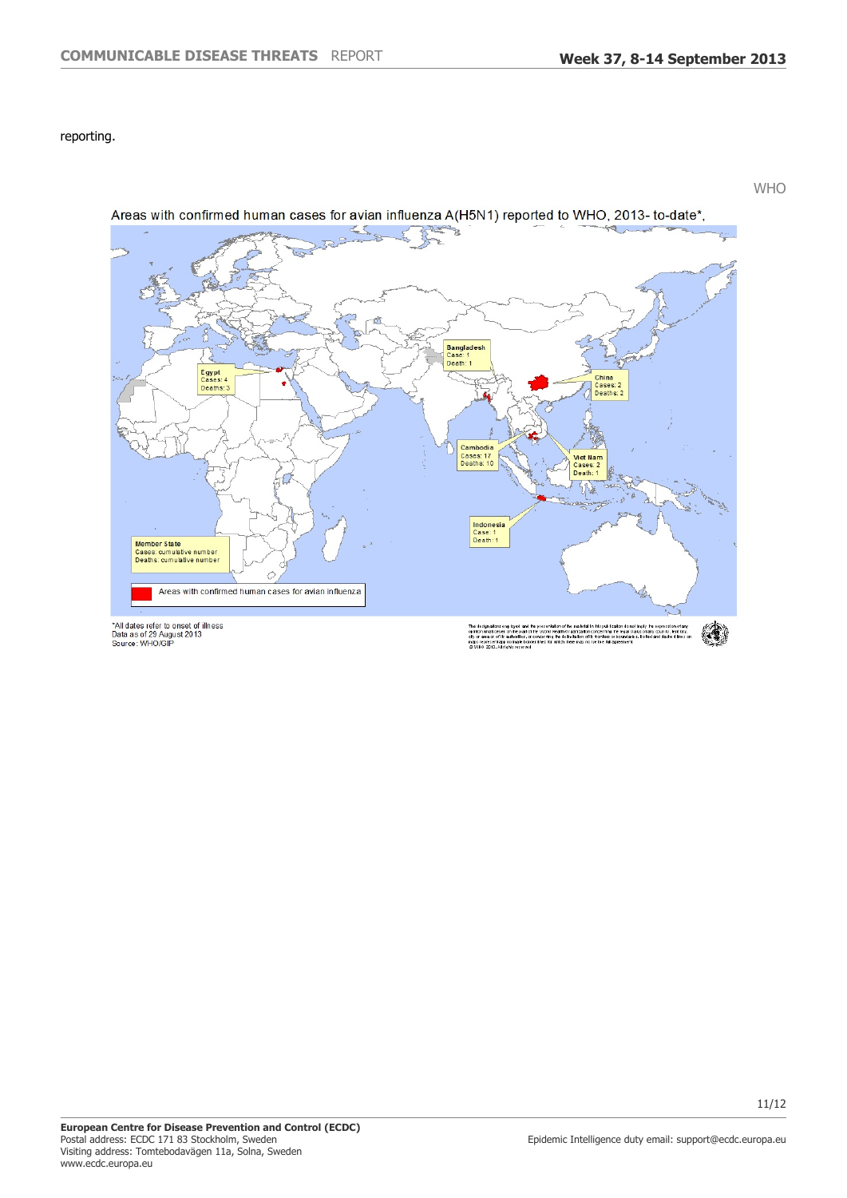reporting.

WHO

Areas with confirmed human cases for avian influenza A(H5N1) reported to WHO, 2013- to-date*.

Egypt
Cases: 4
Deaths: 3

Bangladesh
Case: 1
Death: 1

China
Cases: 2
Deaths: 2

Cambodia
Cases: 17
Deaths: 10

Viet Nam
Cases: 2
Death: 1

Indonesia
Case: 1
Death: 1

Member State
Cases: cumulative number
Deaths: cumulative number

Areas with confirmed human cases for avian influenza

*All dates refer to onset of illness
Data as of 29 August 2013
Source: WHO/GIP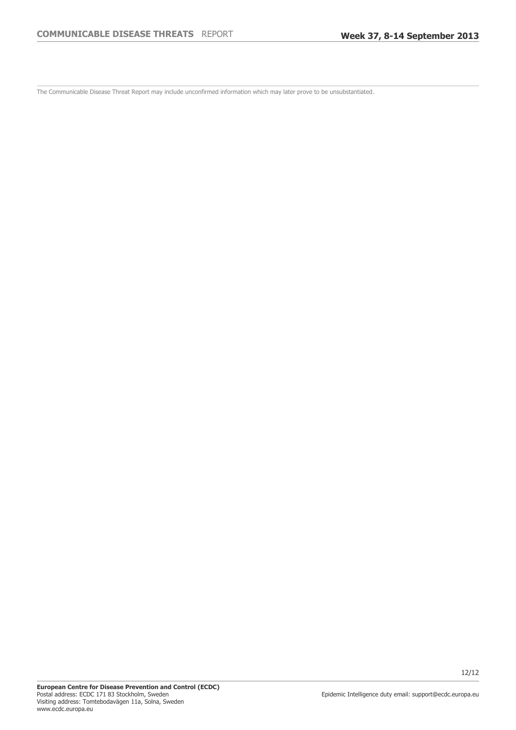The Communicable Disease Threat Report may include unconfirmed information which may later prove to be unsubstantiated.